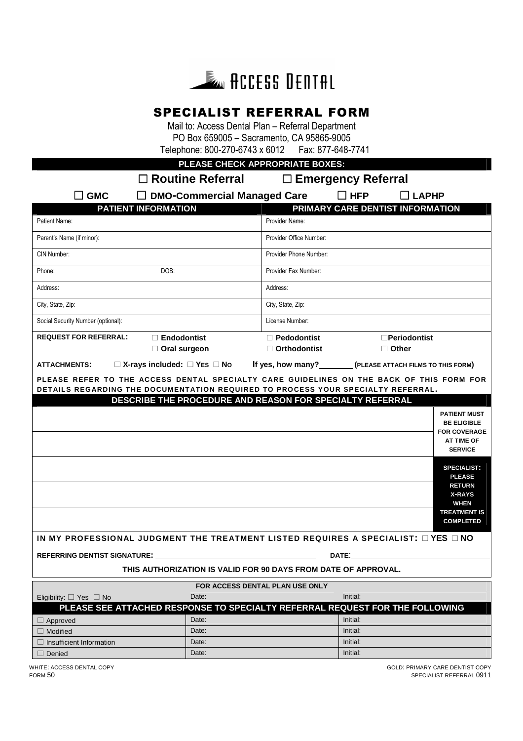# ACCESS DENTAL

## SPECIALIST REFERRAL FORM

Mail to: Access Dental Plan – Referral Department
PO Box 659005 – Sacramento, CA 95865-9005
Telephone: 800-270-6743 x 6012 Fax: 877-648-7741

**PLEASE CHECK APPROPRIATE BOXES:**

☐ **Routine Referral** ☐ **Emergency Referral**

☐ **GMC** ☐ **DMO-Commercial Managed Care** ☐ **HFP** ☐ **LAPHP**

| PATIENT INFORMATION | PRIMARY CARE DENTIST INFORMATION |
|---|---|
| Patient Name: | Provider Name: |
| Parent's Name (if minor): | Provider Office Number: |
| CIN Number: | Provider Phone Number: |
| Phone: DOB: | Provider Fax Number: |
| Address: | Address: |
| City, State, Zip: | City, State, Zip: |
| Social Security Number (optional): | License Number: |

**REQUEST FOR REFERRAL:** ☐ **Endodontist** ☐ **Oral surgeon** ☐ **Pedodontist** ☐ **Orthodontist** ☐ **Periodontist** ☐ **Other**

**ATTACHMENTS:** ☐ **X-rays included:** ☐ **YES** ☐ **NO** **If yes, how many?\_\_\_\_\_\_\_\_ (PLEASE ATTACH FILMS TO THIS FORM)**

**PLEASE REFER TO THE ACCESS DENTAL SPECIALTY CARE GUIDELINES ON THE BACK OF THIS FORM FOR DETAILS REGARDING THE DOCUMENTATION REQUIRED TO PROCESS YOUR SPECIALTY REFERRAL.**

**DESCRIBE THE PROCEDURE AND REASON FOR SPECIALTY REFERRAL**

| | |
|---|---|
| | **PATIENT MUST BE ELIGIBLE FOR COVERAGE AT TIME OF SERVICE** |
| | |
| | **SPECIALIST: PLEASE RETURN X-RAYS WHEN TREATMENT IS COMPLETED** |
| | |
| | |

**IN MY PROFESSIONAL JUDGMENT THE TREATMENT LISTED REQUIRES A SPECIALIST:** ☐ **YES** ☐ **NO**

**REFERRING DENTIST SIGNATURE:** \_\_\_\_\_\_\_\_\_\_\_\_\_\_\_\_\_\_\_\_\_\_\_\_\_\_\_\_\_\_ **DATE:** \_\_\_\_\_\_\_\_\_\_\_\_\_\_\_\_

**THIS AUTHORIZATION IS VALID FOR 90 DAYS FROM DATE OF APPROVAL.**

**FOR ACCESS DENTAL PLAN USE ONLY**

| Eligibility: ☐ Yes ☐ No | Date: | Initial: |
|---|---|---|
| **PLEASE SEE ATTACHED RESPONSE TO SPECIALTY REFERRAL REQUEST FOR THE FOLLOWING** | | |
| ☐ Approved | Date: | Initial: |
| ☐ Modified | Date: | Initial: |
| ☐ Insufficient Information | Date: | Initial: |
| ☐ Denied | Date: | Initial: |

WHITE: ACCESS DENTAL COPY
FORM 50

GOLD: PRIMARY CARE DENTIST COPY
SPECIALIST REFERRAL 0911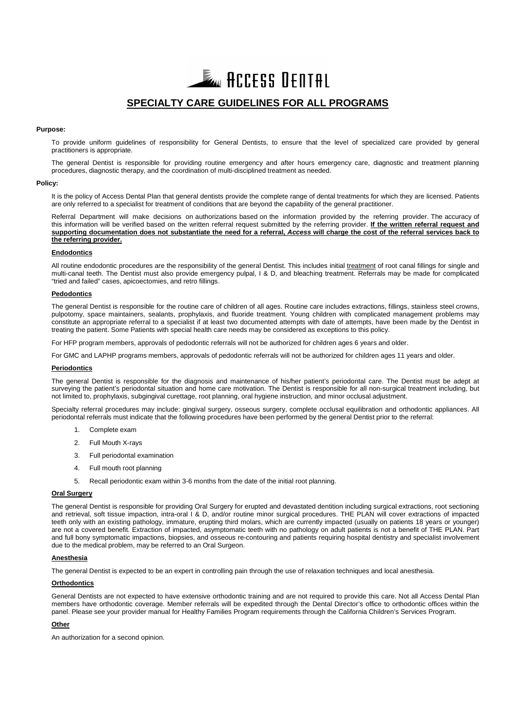# ACCESS DENTAL

## SPECIALTY CARE GUIDELINES FOR ALL PROGRAMS

**Purpose:**

To provide uniform guidelines of responsibility for General Dentists, to ensure that the level of specialized care provided by general practitioners is appropriate.

The general Dentist is responsible for providing routine emergency and after hours emergency care, diagnostic and treatment planning procedures, diagnostic therapy, and the coordination of multi-disciplined treatment as needed.

**Policy:**

It is the policy of Access Dental Plan that general dentists provide the complete range of dental treatments for which they are licensed. Patients are only referred to a specialist for treatment of conditions that are beyond the capability of the general practitioner.

Referral Department will make decisions on authorizations based on the information provided by the referring provider. The accuracy of this information will be verified based on the written referral request submitted by the referring provider. **If the written referral request and supporting documentation does not substantiate the need for a referral, *Access* will charge the cost of the referral services back to the referring provider.**

**Endodontics**

All routine endodontic procedures are the responsibility of the general Dentist. This includes initial treatment of root canal fillings for single and multi-canal teeth. The Dentist must also provide emergency pulpal, I & D, and bleaching treatment. Referrals may be made for complicated "tried and failed" cases, apicoectomies, and retro fillings.

**Pedodontics**

The general Dentist is responsible for the routine care of children of all ages. Routine care includes extractions, fillings, stainless steel crowns, pulpotomy, space maintainers, sealants, prophylaxis, and fluoride treatment. Young children with complicated management problems may constitute an appropriate referral to a specialist if at least two documented attempts with date of attempts, have been made by the Dentist in treating the patient. Some Patients with special health care needs may be considered as exceptions to this policy.

For HFP program members, approvals of pedodontic referrals will not be authorized for children ages 6 years and older.

For GMC and LAPHP programs members, approvals of pedodontic referrals will not be authorized for children ages 11 years and older.

**Periodontics**

The general Dentist is responsible for the diagnosis and maintenance of his/her patient's periodontal care. The Dentist must be adept at surveying the patient's periodontal situation and home care motivation. The Dentist is responsible for all non-surgical treatment including, but not limited to, prophylaxis, subgingival curettage, root planning, oral hygiene instruction, and minor occlusal adjustment.

Specialty referral procedures may include: gingival surgery, osseous surgery, complete occlusal equilibration and orthodontic appliances. All periodontal referrals must indicate that the following procedures have been performed by the general Dentist prior to the referral:

1. Complete exam
2. Full Mouth X-rays
3. Full periodontal examination
4. Full mouth root planning
5. Recall periodontic exam within 3-6 months from the date of the initial root planning.

**Oral Surgery**

The general Dentist is responsible for providing Oral Surgery for erupted and devastated dentition including surgical extractions, root sectioning and retrieval, soft tissue impaction, intra-oral I & D, and/or routine minor surgical procedures. THE PLAN will cover extractions of impacted teeth only with an existing pathology, immature, erupting third molars, which are currently impacted (usually on patients 18 years or younger) are not a covered benefit. Extraction of impacted, asymptomatic teeth with no pathology on adult patients is not a benefit of THE PLAN. Part and full bony symptomatic impactions, biopsies, and osseous re-contouring and patients requiring hospital dentistry and specialist involvement due to the medical problem, may be referred to an Oral Surgeon.

**Anesthesia**

The general Dentist is expected to be an expert in controlling pain through the use of relaxation techniques and local anesthesia.

**Orthodontics**

General Dentists are not expected to have extensive orthodontic training and are not required to provide this care. Not all Access Dental Plan members have orthodontic coverage. Member referrals will be expedited through the Dental Director's office to orthodontic offices within the panel. Please see your provider manual for Healthy Families Program requirements through the California Children's Services Program.

**Other**

An authorization for a second opinion.